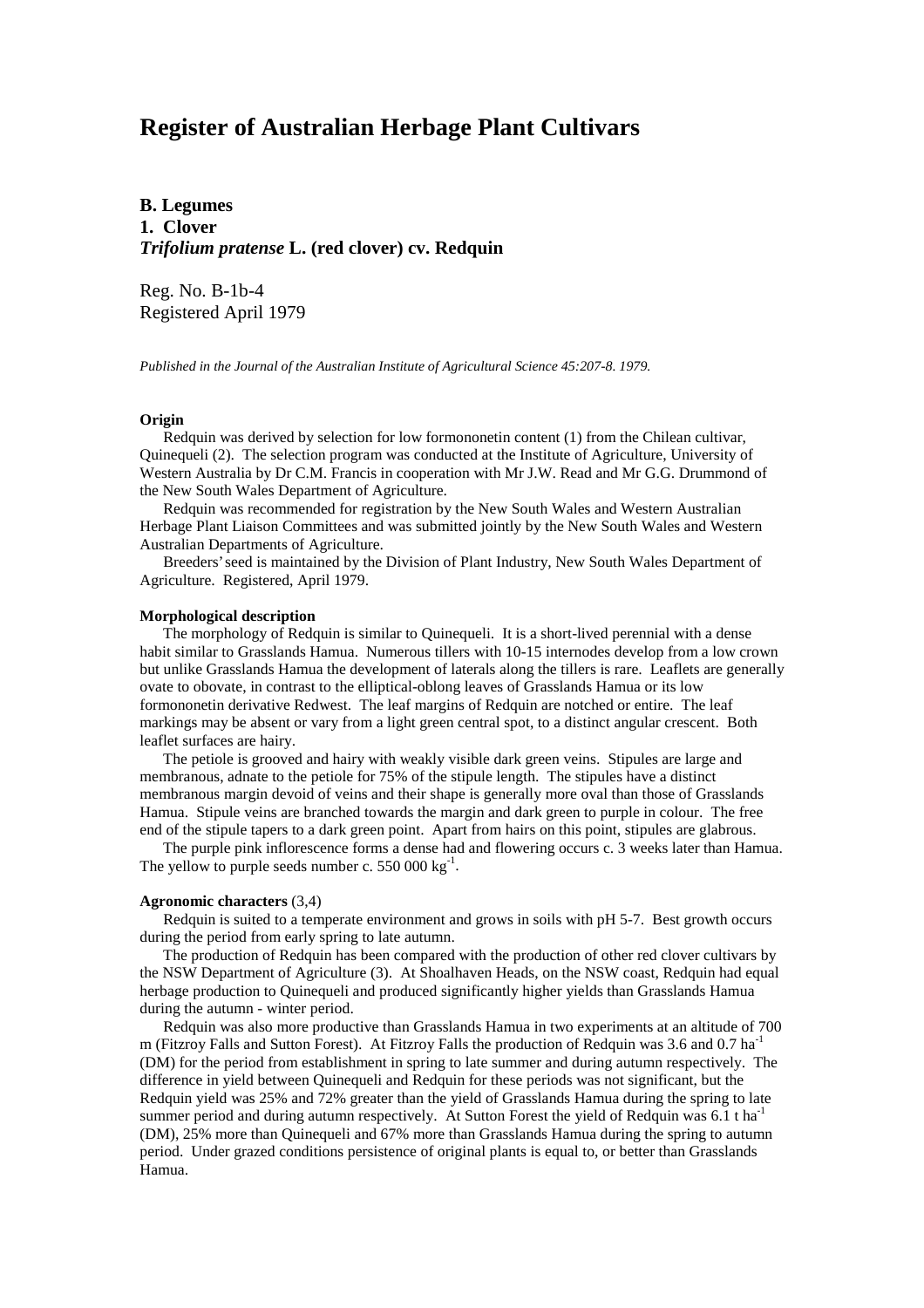# Register of Australian Herbage Plant Cultivars

**B. Legumes**
**1. Clover**
***Trifolium pratense* L. (red clover) cv. Redquin**

Reg. No. B-1b-4
Registered April 1979

*Published in the Journal of the Australian Institute of Agricultural Science 45:207-8. 1979.*

#### Origin

Redquin was derived by selection for low formononetin content (1) from the Chilean cultivar, Quinequeli (2). The selection program was conducted at the Institute of Agriculture, University of Western Australia by Dr C.M. Francis in cooperation with Mr J.W. Read and Mr G.G. Drummond of the New South Wales Department of Agriculture.

Redquin was recommended for registration by the New South Wales and Western Australian Herbage Plant Liaison Committees and was submitted jointly by the New South Wales and Western Australian Departments of Agriculture.

Breeders' seed is maintained by the Division of Plant Industry, New South Wales Department of Agriculture. Registered, April 1979.

#### Morphological description

The morphology of Redquin is similar to Quinequeli. It is a short-lived perennial with a dense habit similar to Grasslands Hamua. Numerous tillers with 10-15 internodes develop from a low crown but unlike Grasslands Hamua the development of laterals along the tillers is rare. Leaflets are generally ovate to obovate, in contrast to the elliptical-oblong leaves of Grasslands Hamua or its low formononetin derivative Redwest. The leaf margins of Redquin are notched or entire. The leaf markings may be absent or vary from a light green central spot, to a distinct angular crescent. Both leaflet surfaces are hairy.

The petiole is grooved and hairy with weakly visible dark green veins. Stipules are large and membranous, adnate to the petiole for 75% of the stipule length. The stipules have a distinct membranous margin devoid of veins and their shape is generally more oval than those of Grasslands Hamua. Stipule veins are branched towards the margin and dark green to purple in colour. The free end of the stipule tapers to a dark green point. Apart from hairs on this point, stipules are glabrous.

The purple pink inflorescence forms a dense had and flowering occurs c. 3 weeks later than Hamua. The yellow to purple seeds number c. 550 000 $kg^{-1}$.

#### Agronomic characters (3,4)

Redquin is suited to a temperate environment and grows in soils with pH 5-7. Best growth occurs during the period from early spring to late autumn.

The production of Redquin has been compared with the production of other red clover cultivars by the NSW Department of Agriculture (3). At Shoalhaven Heads, on the NSW coast, Redquin had equal herbage production to Quinequeli and produced significantly higher yields than Grasslands Hamua during the autumn - winter period.

Redquin was also more productive than Grasslands Hamua in two experiments at an altitude of 700 m (Fitzroy Falls and Sutton Forest). At Fitzroy Falls the production of Redquin was 3.6 and 0.7 $ha^{-1}$ (DM) for the period from establishment in spring to late summer and during autumn respectively. The difference in yield between Quinequeli and Redquin for these periods was not significant, but the Redquin yield was 25% and 72% greater than the yield of Grasslands Hamua during the spring to late summer period and during autumn respectively. At Sutton Forest the yield of Redquin was 6.1 t $ha^{-1}$ (DM), 25% more than Quinequeli and 67% more than Grasslands Hamua during the spring to autumn period. Under grazed conditions persistence of original plants is equal to, or better than Grasslands Hamua.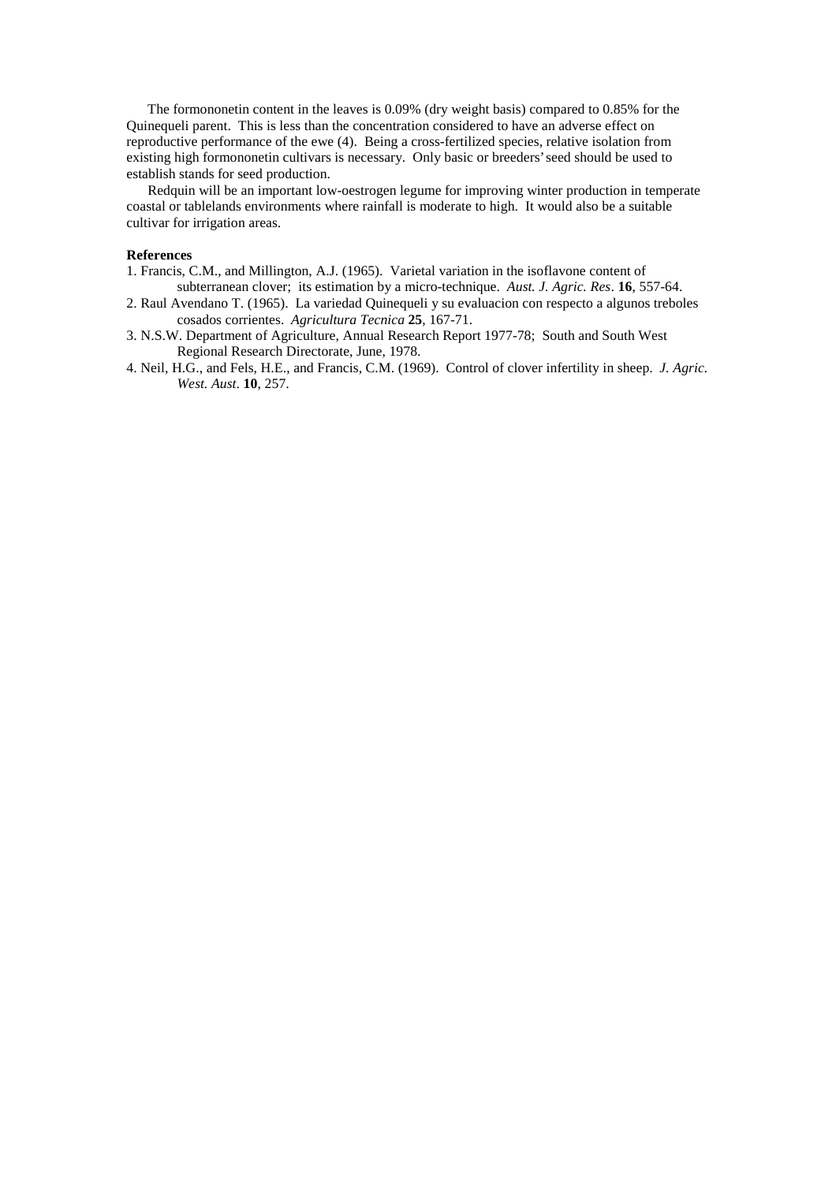The formononetin content in the leaves is 0.09% (dry weight basis) compared to 0.85% for the Quinequeli parent. This is less than the concentration considered to have an adverse effect on reproductive performance of the ewe (4). Being a cross-fertilized species, relative isolation from existing high formononetin cultivars is necessary. Only basic or breeders' seed should be used to establish stands for seed production.

Redquin will be an important low-oestrogen legume for improving winter production in temperate coastal or tablelands environments where rainfall is moderate to high. It would also be a suitable cultivar for irrigation areas.

**References**

1. Francis, C.M., and Millington, A.J. (1965). Varietal variation in the isoflavone content of subterranean clover; its estimation by a micro-technique. *Aust. J. Agric. Res*. **16**, 557-64.
2. Raul Avendano T. (1965). La variedad Quinequeli y su evaluacion con respecto a algunos treboles cosados corrientes. *Agricultura Tecnica* **25**, 167-71.
3. N.S.W. Department of Agriculture, Annual Research Report 1977-78; South and South West Regional Research Directorate, June, 1978.
4. Neil, H.G., and Fels, H.E., and Francis, C.M. (1969). Control of clover infertility in sheep. *J. Agric. West. Aust*. **10**, 257.